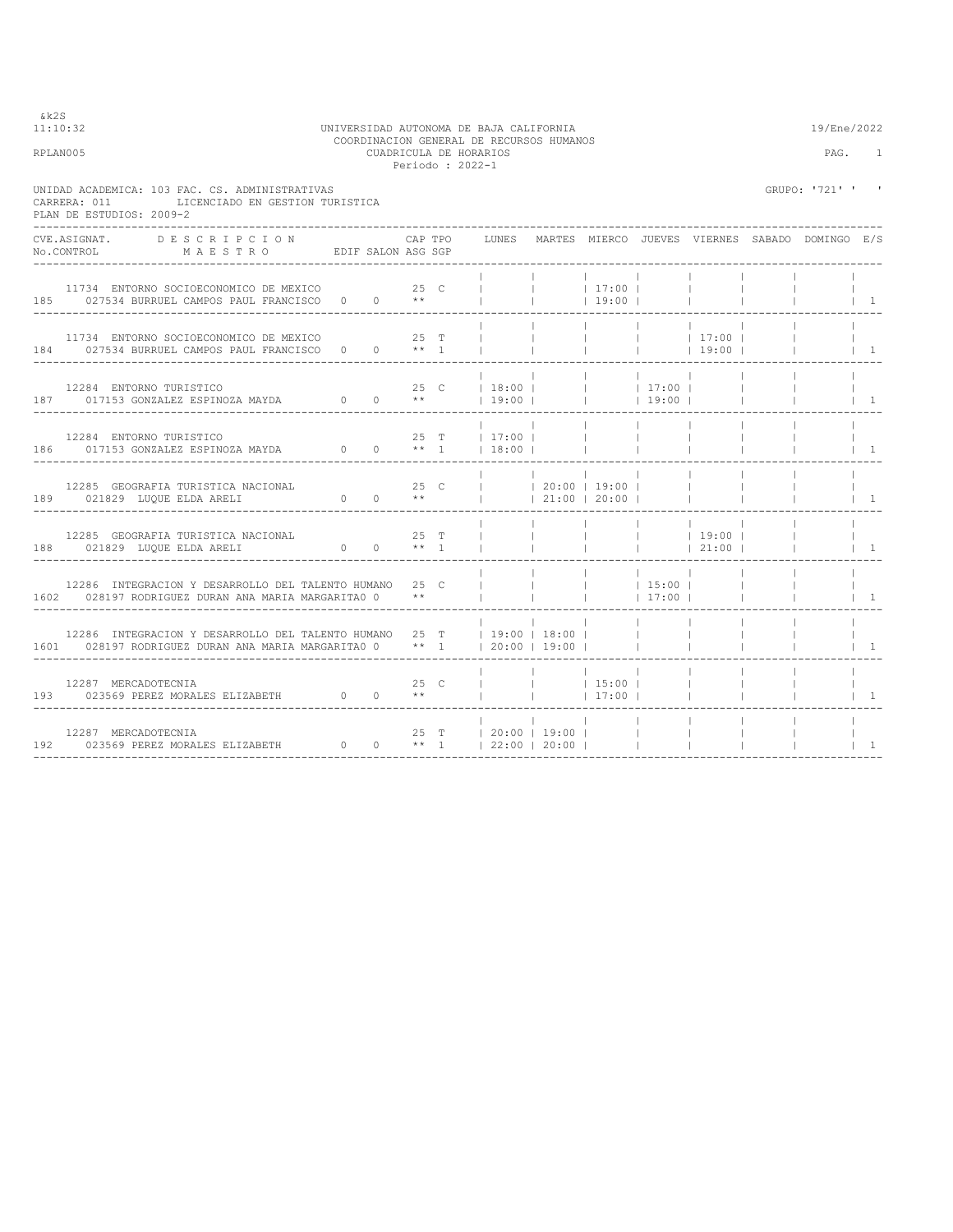&k2S
11:10:32

UNIVERSIDAD AUTONOMA DE BAJA CALIFORNIA
COORDINACION GENERAL DE RECURSOS HUMANOS
CUADRICULA DE HORARIOS
Periodo : 2022-1

19/Ene/2022

RPLAN005

UNIDAD ACADEMICA: 103 FAC. CS. ADMINISTRATIVAS
CARRERA: 011 LICENCIADO EN GESTION TURISTICA
PLAN DE ESTUDIOS: 2009-2

GRUPO: '721' ' '

| CVE.ASIGNAT. / No.CONTROL | DESCRIPCION / MAESTRO | EDIF | SALON | CAP / ASG | TPO / SGP | LUNES | MARTES | MIERCO | JUEVES | VIERNES | SABADO | DOMINGO | E/S |
|---|---|---|---|---|---|---|---|---|---|---|---|---|---|
| 11734 / 185 | ENTORNO SOCIOECONOMICO DE MEXICO / 027534 BURRUEL CAMPOS PAUL FRANCISCO | 0 | 0 | 25 / ** | C | | | 17:00 - 19:00 | | | | | 1 |
| 11734 / 184 | ENTORNO SOCIOECONOMICO DE MEXICO / 027534 BURRUEL CAMPOS PAUL FRANCISCO | 0 | 0 | 25 / ** | T / 1 | | | | | 17:00 - 19:00 | | | 1 |
| 12284 / 187 | ENTORNO TURISTICO / 017153 GONZALEZ ESPINOZA MAYDA | 0 | 0 | 25 / ** | C | 18:00 - 19:00 | | | 17:00 - 19:00 | | | | 1 |
| 12284 / 186 | ENTORNO TURISTICO / 017153 GONZALEZ ESPINOZA MAYDA | 0 | 0 | 25 / ** | T / 1 | 17:00 - 18:00 | | | | | | | 1 |
| 12285 / 189 | GEOGRAFIA TURISTICA NACIONAL / 021829 LUQUE ELDA ARELI | 0 | 0 | 25 / ** | C | | 20:00 - 21:00 | 19:00 - 20:00 | | | | | 1 |
| 12285 / 188 | GEOGRAFIA TURISTICA NACIONAL / 021829 LUQUE ELDA ARELI | 0 | 0 | 25 / ** | T / 1 | | | | | 19:00 - 21:00 | | | 1 |
| 12286 / 1602 | INTEGRACION Y DESARROLLO DEL TALENTO HUMANO / 028197 RODRIGUEZ DURAN ANA MARIA MARGARITA | 0 | | 25 / ** | C | | | | 15:00 - 17:00 | | | | 1 |
| 12286 / 1601 | INTEGRACION Y DESARROLLO DEL TALENTO HUMANO / 028197 RODRIGUEZ DURAN ANA MARIA MARGARITA | 0 | | 25 / ** | T / 1 | 19:00 - 20:00 | 18:00 - 19:00 | | | | | | 1 |
| 12287 / 193 | MERCADOTECNIA / 023569 PEREZ MORALES ELIZABETH | 0 | 0 | 25 / ** | C | | | 15:00 - 17:00 | | | | | 1 |
| 12287 / 192 | MERCADOTECNIA / 023569 PEREZ MORALES ELIZABETH | 0 | 0 | 25 / ** | T / 1 | 20:00 - 22:00 | 19:00 - 20:00 | | | | | | 1 |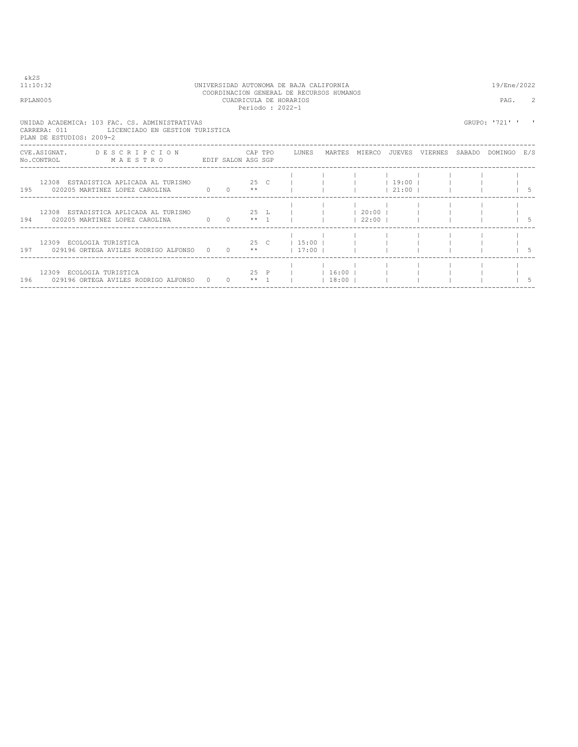&k2S
11:10:32

UNIVERSIDAD AUTONOMA DE BAJA CALIFORNIA
COORDINACION GENERAL DE RECURSOS HUMANOS
CUADRICULA DE HORARIOS
Periodo : 2022-1

19/Ene/2022

RPLAN005

UNIDAD ACADEMICA: 103 FAC. CS. ADMINISTRATIVAS
CARRERA: 011 LICENCIADO EN GESTION TURISTICA
PLAN DE ESTUDIOS: 2009-2

GRUPO: '721' ' '

| CVE.ASIGNAT. No.CONTROL | DESCRIPCION MAESTRO | EDIF | SALON | CAP ASG | TPO SGP | LUNES | MARTES | MIERCO | JUEVES | VIERNES | SABADO | DOMINGO | E/S |
|---|---|---|---|---|---|---|---|---|---|---|---|---|---|
| 12308 / 195 | ESTADISTICA APLICADA AL TURISMO / 020205 MARTINEZ LOPEZ CAROLINA | 0 | 0 | 25 ** | C | | | | 19:00 21:00 | | | | 5 |
| 12308 / 194 | ESTADISTICA APLICADA AL TURISMO / 020205 MARTINEZ LOPEZ CAROLINA | 0 | 0 | 25 ** | L 1 | | | 20:00 22:00 | | | | | 5 |
| 12309 / 197 | ECOLOGIA TURISTICA / 029196 ORTEGA AVILES RODRIGO ALFONSO | 0 | 0 | 25 ** | C | 15:00 17:00 | | | | | | | 5 |
| 12309 / 196 | ECOLOGIA TURISTICA / 029196 ORTEGA AVILES RODRIGO ALFONSO | 0 | 0 | 25 ** | P 1 | | 16:00 18:00 | | | | | | 5 |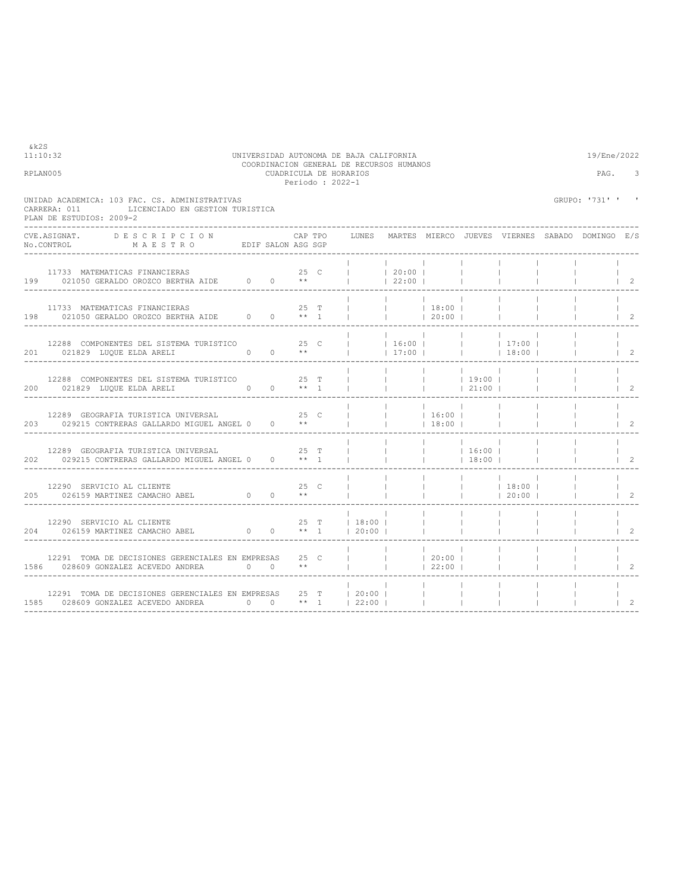UNIVERSIDAD AUTONOMA DE BAJA CALIFORNIA
COORDINACION GENERAL DE RECURSOS HUMANOS
CUADRICULA DE HORARIOS
Periodo : 2022-1

UNIDAD ACADEMICA: 103 FAC. CS. ADMINISTRATIVAS
CARRERA: 011 LICENCIADO EN GESTION TURISTICA
PLAN DE ESTUDIOS: 2009-2

GRUPO: '731' ' '

| CVE.ASIGNAT. / No.CONTROL | DESCRIPCION / MAESTRO | EDIF | SALON | CAP / ASG | TPO / SGP | LUNES | MARTES | MIERCO | JUEVES | VIERNES | SABADO | DOMINGO | E/S |
|---|---|---|---|---|---|---|---|---|---|---|---|---|---|
| 11733 / 199 | MATEMATICAS FINANCIERAS / 021050 GERALDO OROZCO BERTHA AIDE | 0 | 0 | 25 / ** | C | | 20:00 / 22:00 | | | | | | 2 |
| 11733 / 198 | MATEMATICAS FINANCIERAS / 021050 GERALDO OROZCO BERTHA AIDE | 0 | 0 | 25 / ** | T / 1 | | | 18:00 / 20:00 | | | | | 2 |
| 12288 / 201 | COMPONENTES DEL SISTEMA TURISTICO / 021829 LUQUE ELDA ARELI | 0 | 0 | 25 / ** | C | | 16:00 / 17:00 | | | 17:00 / 18:00 | | | 2 |
| 12288 / 200 | COMPONENTES DEL SISTEMA TURISTICO / 021829 LUQUE ELDA ARELI | 0 | 0 | 25 / ** | T / 1 | | | | 19:00 / 21:00 | | | | 2 |
| 12289 / 203 | GEOGRAFIA TURISTICA UNIVERSAL / 029215 CONTRERAS GALLARDO MIGUEL ANGEL | 0 | 0 | 25 / ** | C | | | 16:00 / 18:00 | | | | | 2 |
| 12289 / 202 | GEOGRAFIA TURISTICA UNIVERSAL / 029215 CONTRERAS GALLARDO MIGUEL ANGEL | 0 | 0 | 25 / ** | T / 1 | | | | 16:00 / 18:00 | | | | 2 |
| 12290 / 205 | SERVICIO AL CLIENTE / 026159 MARTINEZ CAMACHO ABEL | 0 | 0 | 25 / ** | C | | | | | 18:00 / 20:00 | | | 2 |
| 12290 / 204 | SERVICIO AL CLIENTE / 026159 MARTINEZ CAMACHO ABEL | 0 | 0 | 25 / ** | T / 1 | 18:00 / 20:00 | | | | | | | 2 |
| 12291 / 1586 | TOMA DE DECISIONES GERENCIALES EN EMPRESAS / 028609 GONZALEZ ACEVEDO ANDREA | 0 | 0 | 25 / ** | C | | | 20:00 / 22:00 | | | | | 2 |
| 12291 / 1585 | TOMA DE DECISIONES GERENCIALES EN EMPRESAS / 028609 GONZALEZ ACEVEDO ANDREA | 0 | 0 | 25 / ** | T / 1 | 20:00 / 22:00 | | | | | | | 2 |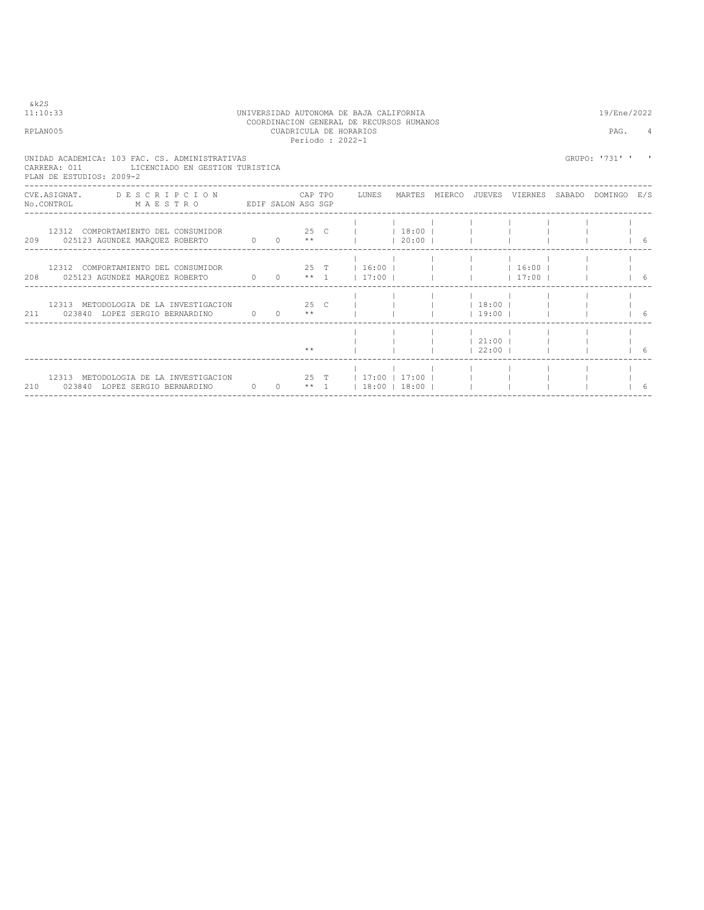&k2S
11:10:33

UNIVERSIDAD AUTONOMA DE BAJA CALIFORNIA
COORDINACION GENERAL DE RECURSOS HUMANOS
CUADRICULA DE HORARIOS
Periodo : 2022-1

19/Ene/2022

RPLAN005

UNIDAD ACADEMICA: 103 FAC. CS. ADMINISTRATIVAS
CARRERA: 011 LICENCIADO EN GESTION TURISTICA
PLAN DE ESTUDIOS: 2009-2

GRUPO: '731' ' '

| CVE.ASIGNAT. / No.CONTROL | DESCRIPCION / MAESTRO | EDIF | SALON | CAP ASG | TPO SGP | LUNES | MARTES | MIERCO | JUEVES | VIERNES | SABADO | DOMINGO | E/S |
|---|---|---|---|---|---|---|---|---|---|---|---|---|---|
| 12312 / 209 | COMPORTAMIENTO DEL CONSUMIDOR / 025123 AGUNDEZ MARQUEZ ROBERTO | 0 | 0 | 25 ** | C | | 18:00 20:00 | | | | | | 6 |
| 12312 / 208 | COMPORTAMIENTO DEL CONSUMIDOR / 025123 AGUNDEZ MARQUEZ ROBERTO | 0 | 0 | 25 ** | T 1 | 16:00 17:00 | | | | 16:00 17:00 | | | 6 |
| 12313 / 211 | METODOLOGIA DE LA INVESTIGACION / 023840 LOPEZ SERGIO BERNARDINO | 0 | 0 | 25 ** | C | | | | 18:00 19:00 | | | | 6 |
| | | | | ** | | | | | 21:00 22:00 | | | | 6 |
| 12313 / 210 | METODOLOGIA DE LA INVESTIGACION / 023840 LOPEZ SERGIO BERNARDINO | 0 | 0 | 25 ** | T 1 | 17:00 18:00 | 17:00 18:00 | | | | | | 6 |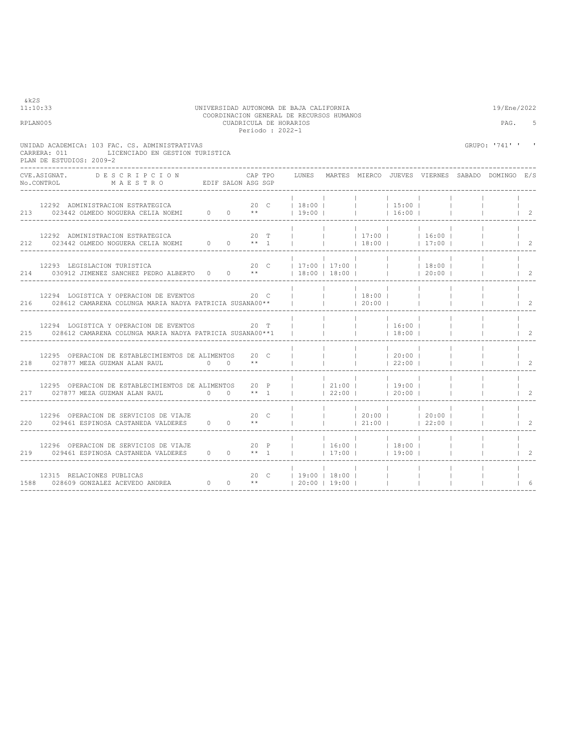UNIVERSIDAD AUTONOMA DE BAJA CALIFORNIA
COORDINACION GENERAL DE RECURSOS HUMANOS
CUADRICULA DE HORARIOS
Periodo : 2022-1

RPLAN005

&k2S
11:10:33

19/Ene/2022

UNIDAD ACADEMICA: 103 FAC. CS. ADMINISTRATIVAS
CARRERA: 011 LICENCIADO EN GESTION TURISTICA
PLAN DE ESTUDIOS: 2009-2

GRUPO: '741' ' '

| CVE.ASIGNAT. / No.CONTROL | DESCRIPCION / MAESTRO | EDIF | SALON | CAP / ASG | TPO / SGP | LUNES | MARTES | MIERCO | JUEVES | VIERNES | SABADO | DOMINGO | E/S |
|---|---|---|---|---|---|---|---|---|---|---|---|---|---|
| 12292 / 213 | ADMINISTRACION ESTRATEGICA / 023442 OLMEDO NOGUERA CELIA NOEMI | 0 | 0 | 20 / ** | C | 18:00 - 19:00 | | | 15:00 - 16:00 | | | | 2 |
| 12292 / 212 | ADMINISTRACION ESTRATEGICA / 023442 OLMEDO NOGUERA CELIA NOEMI | 0 | 0 | 20 / ** | T / 1 | | | 17:00 - 18:00 | | 16:00 - 17:00 | | | 2 |
| 12293 / 214 | LEGISLACION TURISTICA / 030912 JIMENEZ SANCHEZ PEDRO ALBERTO | 0 | 0 | 20 / ** | C | 17:00 - 18:00 | 17:00 - 18:00 | | | 18:00 - 20:00 | | | 2 |
| 12294 / 216 | LOGISTICA Y OPERACION DE EVENTOS / 028612 CAMARENA COLUNGA MARIA NADYA PATRICIA SUSANA | 0 | 0 | 20 / ** | C | | | 18:00 - 20:00 | | | | | 2 |
| 12294 / 215 | LOGISTICA Y OPERACION DE EVENTOS / 028612 CAMARENA COLUNGA MARIA NADYA PATRICIA SUSANA | 0 | 0 | 20 / ** | T / 1 | | | | 16:00 - 18:00 | | | | 2 |
| 12295 / 218 | OPERACION DE ESTABLECIMIENTOS DE ALIMENTOS / 027877 MEZA GUZMAN ALAN RAUL | 0 | 0 | 20 / ** | C | | | | 20:00 - 22:00 | | | | 2 |
| 12295 / 217 | OPERACION DE ESTABLECIMIENTOS DE ALIMENTOS / 027877 MEZA GUZMAN ALAN RAUL | 0 | 0 | 20 / ** | P / 1 | | 21:00 - 22:00 | | 19:00 - 20:00 | | | | 2 |
| 12296 / 220 | OPERACION DE SERVICIOS DE VIAJE / 029461 ESPINOSA CASTANEDA VALDERES | 0 | 0 | 20 / ** | C | | | 20:00 - 21:00 | | 20:00 - 22:00 | | | 2 |
| 12296 / 219 | OPERACION DE SERVICIOS DE VIAJE / 029461 ESPINOSA CASTANEDA VALDERES | 0 | 0 | 20 / ** | P / 1 | | 16:00 - 17:00 | | 18:00 - 19:00 | | | | 2 |
| 12315 / 1588 | RELACIONES PUBLICAS / 028609 GONZALEZ ACEVEDO ANDREA | 0 | 0 | 20 / ** | C | 19:00 - 20:00 | 18:00 - 19:00 | | | | | | 6 |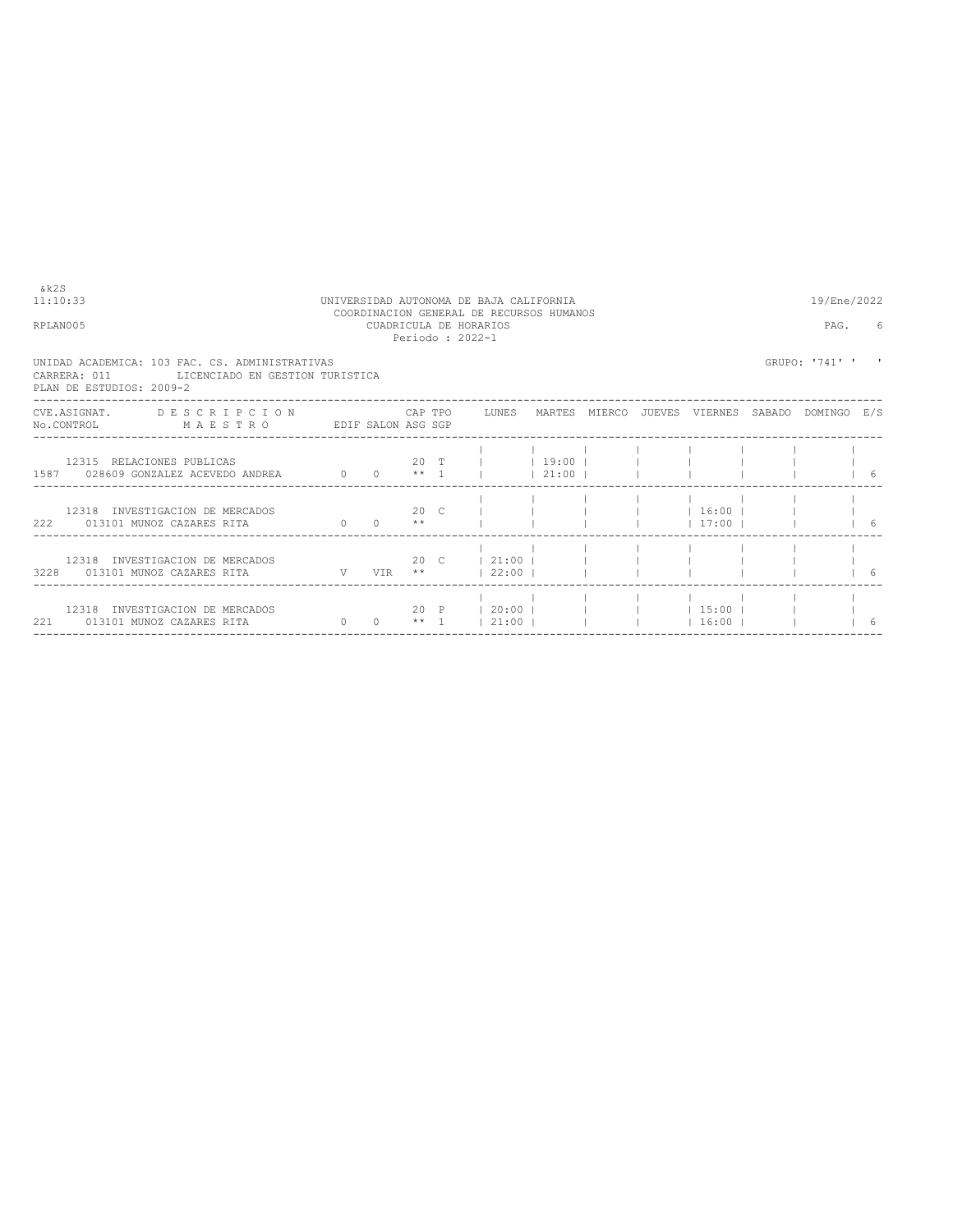&k2S
11:10:33 UNIVERSIDAD AUTONOMA DE BAJA CALIFORNIA 19/Ene/2022
COORDINACION GENERAL DE RECURSOS HUMANOS
RPLAN005 CUADRICULA DE HORARIOS PAG. 6
Periodo : 2022-1

UNIDAD ACADEMICA: 103 FAC. CS. ADMINISTRATIVAS GRUPO: '741' ' '
CARRERA: 011 LICENCIADO EN GESTION TURISTICA
PLAN DE ESTUDIOS: 2009-2

| CVE.ASIGNAT. No.CONTROL | DESCRIPCION MAESTRO | EDIF | SALON | CAP ASG | TPO SGP | LUNES | MARTES | MIERCO | JUEVES | VIERNES | SABADO | DOMINGO | E/S |
|---|---|---|---|---|---|---|---|---|---|---|---|---|---|
| 12315 / 1587 | RELACIONES PUBLICAS / 028609 GONZALEZ ACEVEDO ANDREA | 0 | 0 | 20 / ** | T / 1 | | 19:00 / 21:00 | | | | | | 6 |
| 12318 / 222 | INVESTIGACION DE MERCADOS / 013101 MUNOZ CAZARES RITA | 0 | 0 | 20 / ** | C | | | | | 16:00 / 17:00 | | | 6 |
| 12318 / 3228 | INVESTIGACION DE MERCADOS / 013101 MUNOZ CAZARES RITA | V | VIR | 20 / ** | C | 21:00 / 22:00 | | | | | | | 6 |
| 12318 / 221 | INVESTIGACION DE MERCADOS / 013101 MUNOZ CAZARES RITA | 0 | 0 | 20 / ** | P / 1 | 20:00 / 21:00 | | | | 15:00 / 16:00 | | | 6 |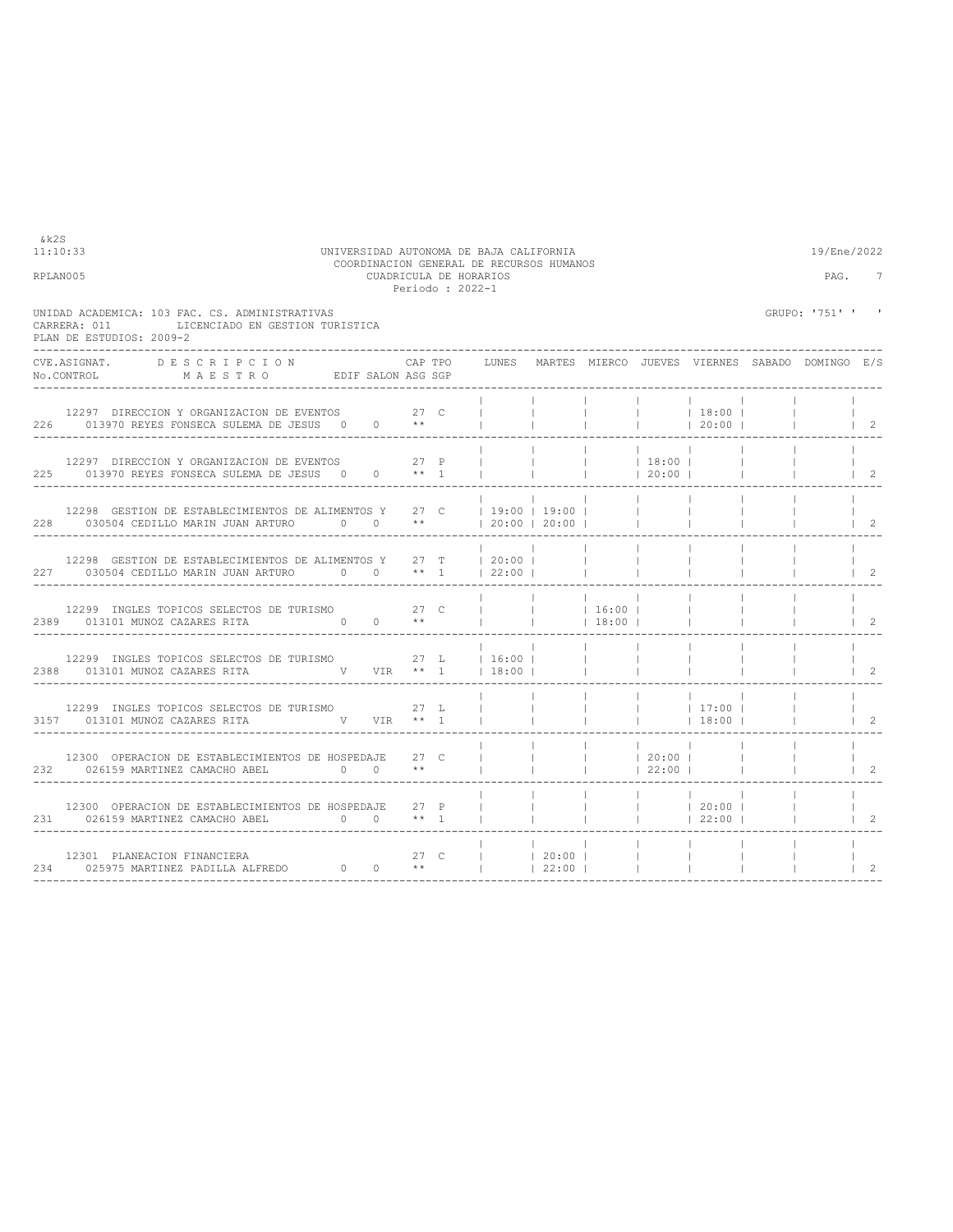&k2S
11:10:33

UNIVERSIDAD AUTONOMA DE BAJA CALIFORNIA
COORDINACION GENERAL DE RECURSOS HUMANOS
CUADRICULA DE HORARIOS
Periodo : 2022-1

19/Ene/2022

RPLAN005

UNIDAD ACADEMICA: 103 FAC. CS. ADMINISTRATIVAS
CARRERA: 011 LICENCIADO EN GESTION TURISTICA
PLAN DE ESTUDIOS: 2009-2

GRUPO: '751' ' '

| CVE.ASIGNAT. / No.CONTROL | DESCRIPCION / MAESTRO | EDIF | SALON | CAP / ASG | TPO / SGP | LUNES | MARTES | MIERCO | JUEVES | VIERNES | SABADO | DOMINGO | E/S |
|---|---|---|---|---|---|---|---|---|---|---|---|---|---|
| 12297 / 226 | DIRECCION Y ORGANIZACION DE EVENTOS / 013970 REYES FONSECA SULEMA DE JESUS | 0 | 0 | 27 / ** | C | | | | | 18:00 / 20:00 | | | 2 |
| 12297 / 225 | DIRECCION Y ORGANIZACION DE EVENTOS / 013970 REYES FONSECA SULEMA DE JESUS | 0 | 0 | 27 / ** | P / 1 | | | | 18:00 / 20:00 | | | | 2 |
| 12298 / 228 | GESTION DE ESTABLECIMIENTOS DE ALIMENTOS Y / 030504 CEDILLO MARIN JUAN ARTURO | 0 | 0 | 27 / ** | C | 19:00 / 20:00 | 19:00 / 20:00 | | | | | | 2 |
| 12298 / 227 | GESTION DE ESTABLECIMIENTOS DE ALIMENTOS Y / 030504 CEDILLO MARIN JUAN ARTURO | 0 | 0 | 27 / ** | T / 1 | 20:00 / 22:00 | | | | | | | 2 |
| 12299 / 2389 | INGLES TOPICOS SELECTOS DE TURISMO / 013101 MUNOZ CAZARES RITA | 0 | 0 | 27 / ** | C | | | 16:00 / 18:00 | | | | | 2 |
| 12299 / 2388 | INGLES TOPICOS SELECTOS DE TURISMO / 013101 MUNOZ CAZARES RITA | V | VIR | 27 / ** | L / 1 | 16:00 / 18:00 | | | | | | | 2 |
| 12299 / 3157 | INGLES TOPICOS SELECTOS DE TURISMO / 013101 MUNOZ CAZARES RITA | V | VIR | 27 / ** | L / 1 | | | | | 17:00 / 18:00 | | | 2 |
| 12300 / 232 | OPERACION DE ESTABLECIMIENTOS DE HOSPEDAJE / 026159 MARTINEZ CAMACHO ABEL | 0 | 0 | 27 / ** | C | | | | 20:00 / 22:00 | | | | 2 |
| 12300 / 231 | OPERACION DE ESTABLECIMIENTOS DE HOSPEDAJE / 026159 MARTINEZ CAMACHO ABEL | 0 | 0 | 27 / ** | P / 1 | | | | | 20:00 / 22:00 | | | 2 |
| 12301 / 234 | PLANEACION FINANCIERA / 025975 MARTINEZ PADILLA ALFREDO | 0 | 0 | 27 / ** | C | | 20:00 / 22:00 | | | | | | 2 |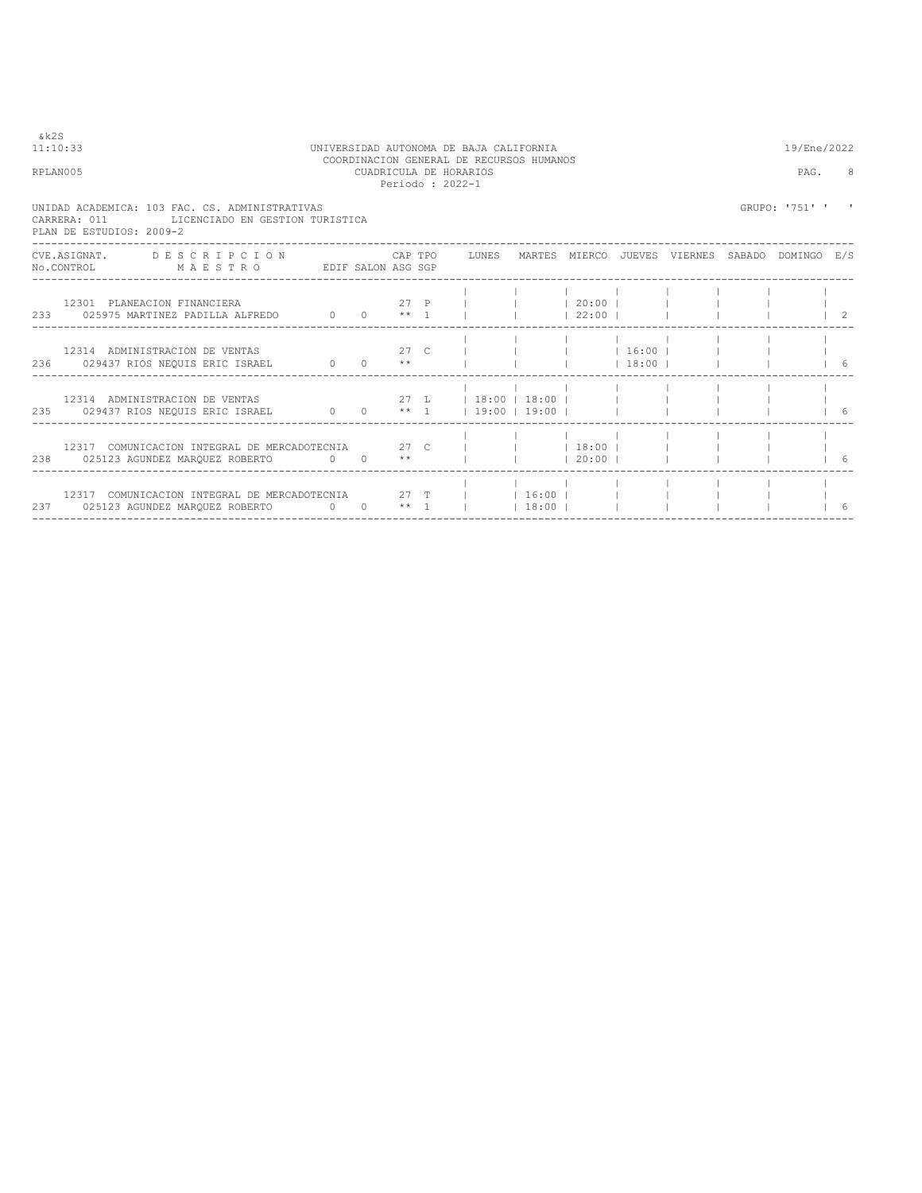&k2S
11:10:33

UNIVERSIDAD AUTONOMA DE BAJA CALIFORNIA
COORDINACION GENERAL DE RECURSOS HUMANOS
CUADRICULA DE HORARIOS
Periodo : 2022-1

19/Ene/2022

RPLAN005

UNIDAD ACADEMICA: 103 FAC. CS. ADMINISTRATIVAS
CARRERA: 011 LICENCIADO EN GESTION TURISTICA
PLAN DE ESTUDIOS: 2009-2

GRUPO: '751' ' '

| CVE.ASIGNAT. No.CONTROL | DESCRIPCION MAESTRO | EDIF | SALON | CAP ASG | TPO SGP | LUNES | MARTES | MIERCO | JUEVES | VIERNES | SABADO | DOMINGO | E/S |
|---|---|---|---|---|---|---|---|---|---|---|---|---|---|
| 12301 / 233 | PLANEACION FINANCIERA / 025975 MARTINEZ PADILLA ALFREDO | 0 | 0 | 27 / ** | P / 1 | | | 20:00 / 22:00 | | | | | 2 |
| 12314 / 236 | ADMINISTRACION DE VENTAS / 029437 RIOS NEQUIS ERIC ISRAEL | 0 | 0 | 27 / ** | C | | | | 16:00 / 18:00 | | | | 6 |
| 12314 / 235 | ADMINISTRACION DE VENTAS / 029437 RIOS NEQUIS ERIC ISRAEL | 0 | 0 | 27 / ** | L / 1 | 18:00 / 19:00 | 18:00 / 19:00 | | | | | | 6 |
| 12317 / 238 | COMUNICACION INTEGRAL DE MERCADOTECNIA / 025123 AGUNDEZ MARQUEZ ROBERTO | 0 | 0 | 27 / ** | C | | | 18:00 / 20:00 | | | | | 6 |
| 12317 / 237 | COMUNICACION INTEGRAL DE MERCADOTECNIA / 025123 AGUNDEZ MARQUEZ ROBERTO | 0 | 0 | 27 / ** | T / 1 | | 16:00 / 18:00 | | | | | | 6 |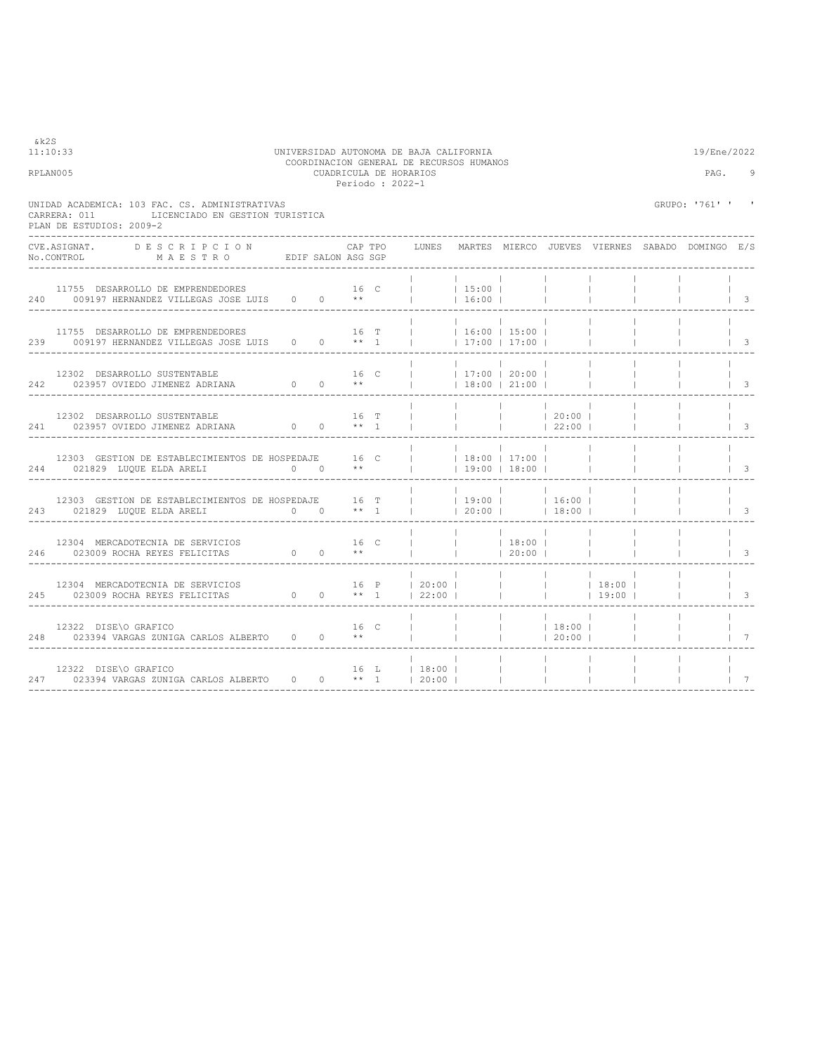&k2S
11:10:33

UNIVERSIDAD AUTONOMA DE BAJA CALIFORNIA
COORDINACION GENERAL DE RECURSOS HUMANOS
CUADRICULA DE HORARIOS
Periodo : 2022-1

19/Ene/2022

RPLAN005

UNIDAD ACADEMICA: 103 FAC. CS. ADMINISTRATIVAS
CARRERA: 011 LICENCIADO EN GESTION TURISTICA
PLAN DE ESTUDIOS: 2009-2

GRUPO: '761' ' '

| CVE.ASIGNAT. No.CONTROL | DESCRIPCION MAESTRO | EDIF | SALON | CAP ASG | TPO SGP | LUNES | MARTES | MIERCO | JUEVES | VIERNES | SABADO | DOMINGO | E/S |
|---|---|---|---|---|---|---|---|---|---|---|---|---|---|
| 11755 240 | DESARROLLO DE EMPRENDEDORES 009197 HERNANDEZ VILLEGAS JOSE LUIS | 0 | 0 | 16 ** | C | | 15:00 16:00 | | | | | | 3 |
| 11755 239 | DESARROLLO DE EMPRENDEDORES 009197 HERNANDEZ VILLEGAS JOSE LUIS | 0 | 0 | 16 ** | T 1 | | 16:00 17:00 | 15:00 17:00 | | | | | 3 |
| 12302 242 | DESARROLLO SUSTENTABLE 023957 OVIEDO JIMENEZ ADRIANA | 0 | 0 | 16 ** | C | | 17:00 18:00 | 20:00 21:00 | | | | | 3 |
| 12302 241 | DESARROLLO SUSTENTABLE 023957 OVIEDO JIMENEZ ADRIANA | 0 | 0 | 16 ** | T 1 | | | | 20:00 22:00 | | | | 3 |
| 12303 244 | GESTION DE ESTABLECIMIENTOS DE HOSPEDAJE 021829 LUQUE ELDA ARELI | 0 | 0 | 16 ** | C | | 18:00 19:00 | 17:00 18:00 | | | | | 3 |
| 12303 243 | GESTION DE ESTABLECIMIENTOS DE HOSPEDAJE 021829 LUQUE ELDA ARELI | 0 | 0 | 16 ** | T 1 | | 19:00 20:00 | | 16:00 18:00 | | | | 3 |
| 12304 246 | MERCADOTECNIA DE SERVICIOS 023009 ROCHA REYES FELICITAS | 0 | 0 | 16 ** | C | | | 18:00 20:00 | | | | | 3 |
| 12304 245 | MERCADOTECNIA DE SERVICIOS 023009 ROCHA REYES FELICITAS | 0 | 0 | 16 ** | P 1 | 20:00 22:00 | | | | 18:00 19:00 | | | 3 |
| 12322 248 | DISE\O GRAFICO 023394 VARGAS ZUNIGA CARLOS ALBERTO | 0 | 0 | 16 ** | C | | | | 18:00 20:00 | | | | 7 |
| 12322 247 | DISE\O GRAFICO 023394 VARGAS ZUNIGA CARLOS ALBERTO | 0 | 0 | 16 ** | L 1 | 18:00 20:00 | | | | | | | 7 |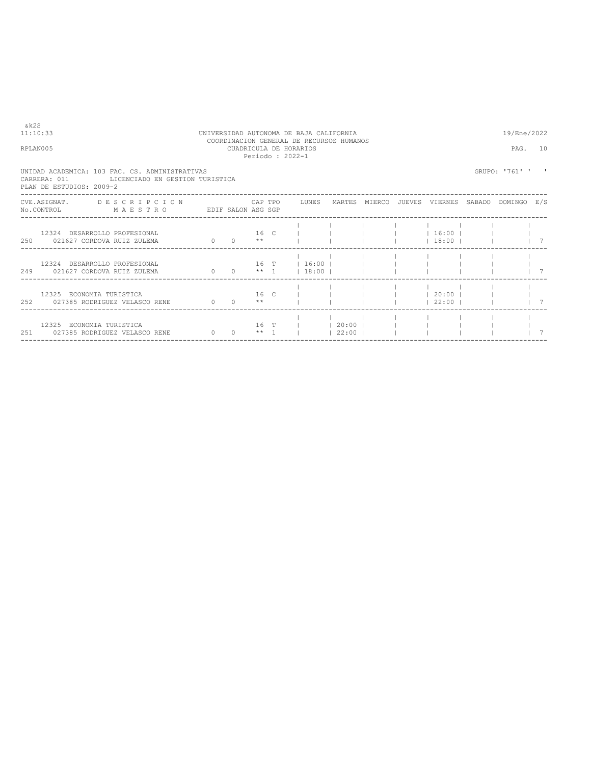UNIVERSIDAD AUTONOMA DE BAJA CALIFORNIA
COORDINACION GENERAL DE RECURSOS HUMANOS
CUADRICULA DE HORARIOS
Periodo : 2022-1

&k2S
11:10:33
RPLAN005

19/Ene/2022

UNIDAD ACADEMICA: 103 FAC. CS. ADMINISTRATIVAS
CARRERA: 011 LICENCIADO EN GESTION TURISTICA
PLAN DE ESTUDIOS: 2009-2

GRUPO: '761' ' '

| No.CONTROL | CVE.ASIGNAT. / MAESTRO | D E S C R I P C I O N | EDIF | SALON | CAP | TPO | ASG SGP | LUNES | MARTES | MIERCO | JUEVES | VIERNES | SABADO | DOMINGO | E/S |
|---|---|---|---|---|---|---|---|---|---|---|---|---|---|---|---|
| 250 | 12324 / 021627 | DESARROLLO PROFESIONAL / CORDOVA RUIZ ZULEMA | 0 | 0 | 16 | C | ** | | | | | 16:00 18:00 | | | 7 |
| 249 | 12324 / 021627 | DESARROLLO PROFESIONAL / CORDOVA RUIZ ZULEMA | 0 | 0 | 16 | T | ** 1 | 16:00 18:00 | | | | | | | 7 |
| 252 | 12325 / 027385 | ECONOMIA TURISTICA / RODRIGUEZ VELASCO RENE | 0 | 0 | 16 | C | ** | | | | | 20:00 22:00 | | | 7 |
| 251 | 12325 / 027385 | ECONOMIA TURISTICA / RODRIGUEZ VELASCO RENE | 0 | 0 | 16 | T | ** 1 | | 20:00 22:00 | | | | | | 7 |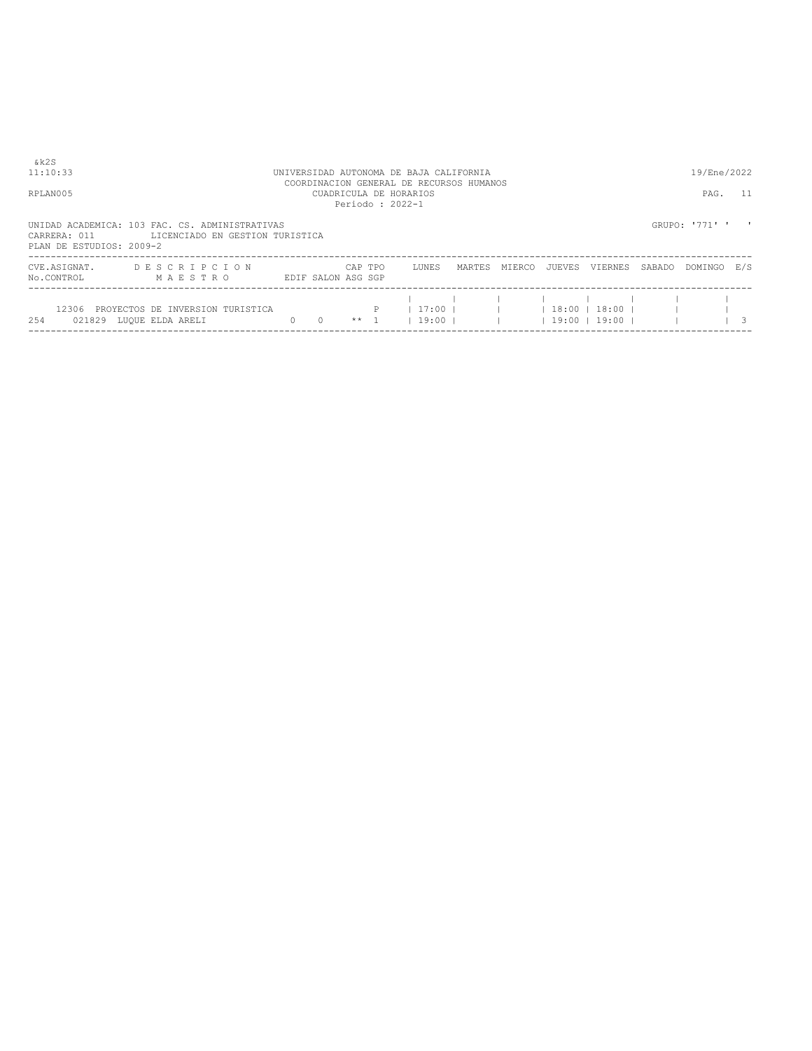&k2S
11:10:33 UNIVERSIDAD AUTONOMA DE BAJA CALIFORNIA 19/Ene/2022
COORDINACION GENERAL DE RECURSOS HUMANOS
RPLAN005 CUADRICULA DE HORARIOS
Periodo : 2022-1

UNIDAD ACADEMICA: 103 FAC. CS. ADMINISTRATIVAS GRUPO: '771' ' '
CARRERA: 011 LICENCIADO EN GESTION TURISTICA
PLAN DE ESTUDIOS: 2009-2

| CVE.ASIGNAT. / No.CONTROL | D E S C R I P C I O N / M A E S T R O | EDIF | SALON | CAP / ASG | TPO / SGP | LUNES | MARTES | MIERCO | JUEVES | VIERNES | SABADO | DOMINGO | E/S |
|---|---|---|---|---|---|---|---|---|---|---|---|---|---|
| 12306 | PROYECTOS DE INVERSION TURISTICA | | | | P | 17:00 | | | 18:00 | 18:00 | | | |
| 254 021829 | LUQUE ELDA ARELI | 0 | 0 | ** | 1 | 19:00 | | | 19:00 | 19:00 | | | 3 |